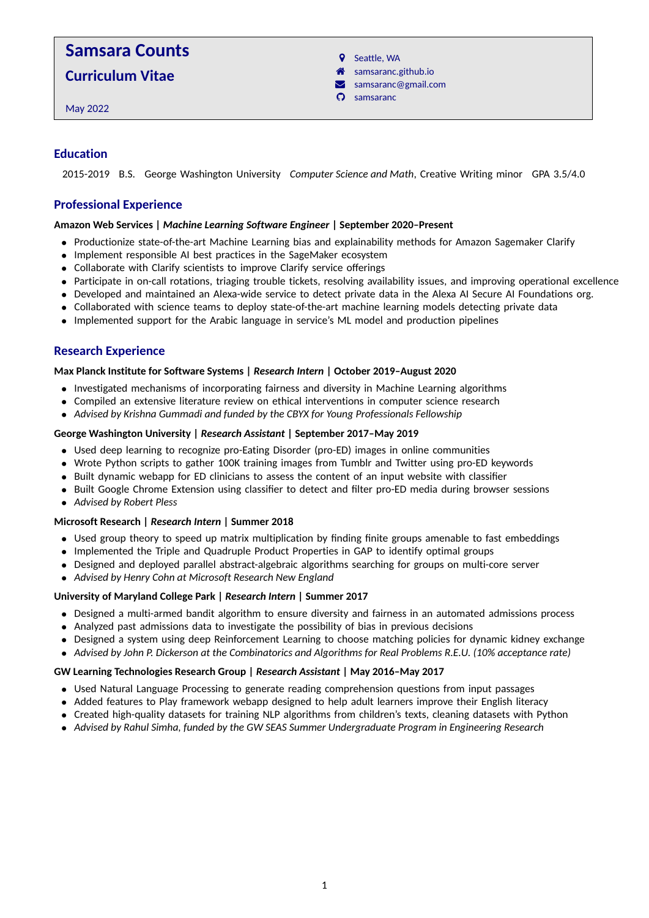# Samsara Counts

## Curriculum Vitae

May 2022

- Seattle, WA
- samsaranc.github.io
- samsaranc@gmail.com
- samsaranc

## Education

2015-2019 B.S. George Washington University *Computer Science and Math*, Creative Writing minor GPA 3.5/4.0

## Professional Experience

**Amazon Web Services | *Machine Learning Software Engineer* | September 2020–Present**

- Productionize state-of-the-art Machine Learning bias and explainability methods for Amazon Sagemaker Clarify
- Implement responsible AI best practices in the SageMaker ecosystem
- Collaborate with Clarify scientists to improve Clarify service offerings
- Participate in on-call rotations, triaging trouble tickets, resolving availability issues, and improving operational excellence
- Developed and maintained an Alexa-wide service to detect private data in the Alexa AI Secure AI Foundations org.
- Collaborated with science teams to deploy state-of-the-art machine learning models detecting private data
- Implemented support for the Arabic language in service's ML model and production pipelines

## Research Experience

**Max Planck Institute for Software Systems | *Research Intern* | October 2019–August 2020**

- Investigated mechanisms of incorporating fairness and diversity in Machine Learning algorithms
- Compiled an extensive literature review on ethical interventions in computer science research
- *Advised by Krishna Gummadi and funded by the CBYX for Young Professionals Fellowship*

**George Washington University | *Research Assistant* | September 2017–May 2019**

- Used deep learning to recognize pro-Eating Disorder (pro-ED) images in online communities
- Wrote Python scripts to gather 100K training images from Tumblr and Twitter using pro-ED keywords
- Built dynamic webapp for ED clinicians to assess the content of an input website with classifier
- Built Google Chrome Extension using classifier to detect and filter pro-ED media during browser sessions
- *Advised by Robert Pless*

**Microsoft Research | *Research Intern* | Summer 2018**

- Used group theory to speed up matrix multiplication by finding finite groups amenable to fast embeddings
- Implemented the Triple and Quadruple Product Properties in GAP to identify optimal groups
- Designed and deployed parallel abstract-algebraic algorithms searching for groups on multi-core server
- *Advised by Henry Cohn at Microsoft Research New England*

**University of Maryland College Park | *Research Intern* | Summer 2017**

- Designed a multi-armed bandit algorithm to ensure diversity and fairness in an automated admissions process
- Analyzed past admissions data to investigate the possibility of bias in previous decisions
- Designed a system using deep Reinforcement Learning to choose matching policies for dynamic kidney exchange
- *Advised by John P. Dickerson at the Combinatorics and Algorithms for Real Problems R.E.U. (10% acceptance rate)*

**GW Learning Technologies Research Group | *Research Assistant* | May 2016–May 2017**

- Used Natural Language Processing to generate reading comprehension questions from input passages
- Added features to Play framework webapp designed to help adult learners improve their English literacy
- Created high-quality datasets for training NLP algorithms from children's texts, cleaning datasets with Python
- *Advised by Rahul Simha, funded by the GW SEAS Summer Undergraduate Program in Engineering Research*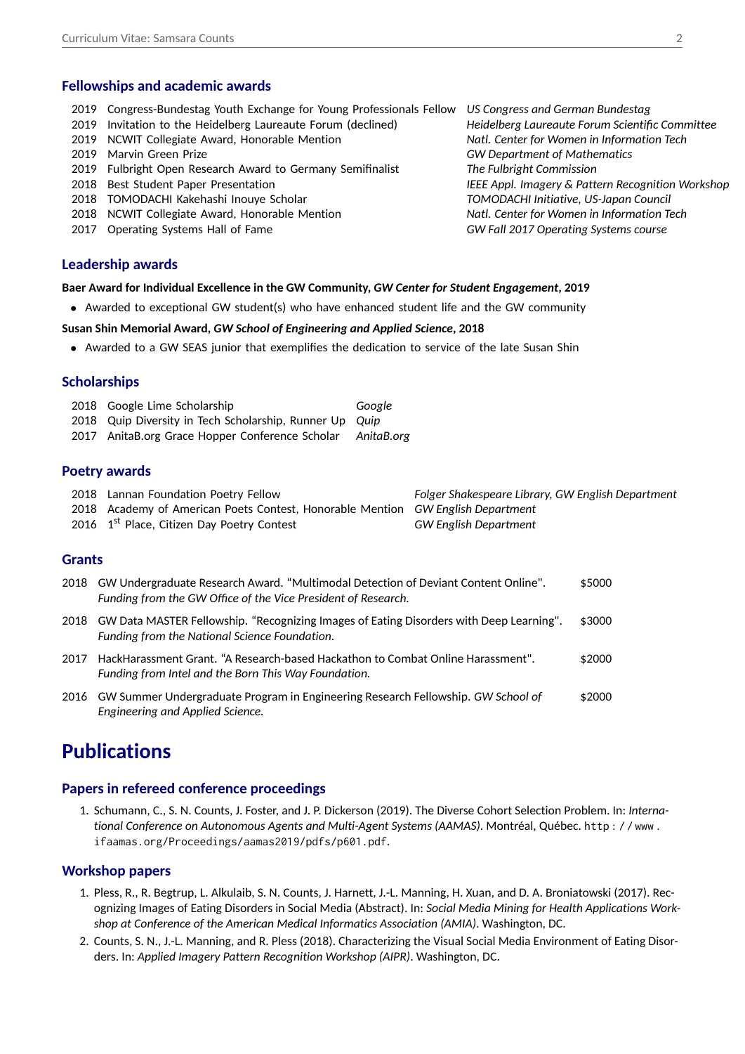## Fellowships and academic awards

| | | |
|---|---|---|
| 2019 | Congress-Bundestag Youth Exchange for Young Professionals Fellow | *US Congress and German Bundestag* |
| 2019 | Invitation to the Heidelberg Laureaute Forum (declined) | *Heidelberg Laureaute Forum Scientific Committee* |
| 2019 | NCWIT Collegiate Award, Honorable Mention | *Natl. Center for Women in Information Tech* |
| 2019 | Marvin Green Prize | *GW Department of Mathematics* |
| 2019 | Fulbright Open Research Award to Germany Semifinalist | *The Fulbright Commission* |
| 2018 | Best Student Paper Presentation | *IEEE Appl. Imagery & Pattern Recognition Workshop* |
| 2018 | TOMODACHI Kakehashi Inouye Scholar | *TOMODACHI Initiative, US-Japan Council* |
| 2018 | NCWIT Collegiate Award, Honorable Mention | *Natl. Center for Women in Information Tech* |
| 2017 | Operating Systems Hall of Fame | *GW Fall 2017 Operating Systems course* |

## Leadership awards

**Baer Award for Individual Excellence in the GW Community, *GW Center for Student Engagement*, 2019**

- Awarded to exceptional GW student(s) who have enhanced student life and the GW community

**Susan Shin Memorial Award, *GW School of Engineering and Applied Science*, 2018**

- Awarded to a GW SEAS junior that exemplifies the dedication to service of the late Susan Shin

## Scholarships

| | | |
|---|---|---|
| 2018 | Google Lime Scholarship | *Google* |
| 2018 | Quip Diversity in Tech Scholarship, Runner Up | *Quip* |
| 2017 | AnitaB.org Grace Hopper Conference Scholar | *AnitaB.org* |

## Poetry awards

| | | |
|---|---|---|
| 2018 | Lannan Foundation Poetry Fellow | *Folger Shakespeare Library, GW English Department* |
| 2018 | Academy of American Poets Contest, Honorable Mention | *GW English Department* |
| 2016 | 1st Place, Citizen Day Poetry Contest | *GW English Department* |

## Grants

| | | |
|---|---|---|
| 2018 | GW Undergraduate Research Award. "Multimodal Detection of Deviant Content Online". *Funding from the GW Office of the Vice President of Research.* | $5000 |
| 2018 | GW Data MASTER Fellowship. "Recognizing Images of Eating Disorders with Deep Learning". *Funding from the National Science Foundation.* | $3000 |
| 2017 | HackHarassment Grant. "A Research-based Hackathon to Combat Online Harassment". *Funding from Intel and the Born This Way Foundation.* | $2000 |
| 2016 | GW Summer Undergraduate Program in Engineering Research Fellowship. *GW School of Engineering and Applied Science.* | $2000 |

# Publications

## Papers in refereed conference proceedings

1. Schumann, C., S. N. Counts, J. Foster, and J. P. Dickerson (2019). The Diverse Cohort Selection Problem. In: *International Conference on Autonomous Agents and Multi-Agent Systems (AAMAS)*. Montréal, Québec. http://www.ifaamas.org/Proceedings/aamas2019/pdfs/p601.pdf.

## Workshop papers

1. Pless, R., R. Begtrup, L. Alkulaib, S. N. Counts, J. Harnett, J.-L. Manning, H. Xuan, and D. A. Broniatowski (2017). Recognizing Images of Eating Disorders in Social Media (Abstract). In: *Social Media Mining for Health Applications Workshop at Conference of the American Medical Informatics Association (AMIA)*. Washington, DC.
2. Counts, S. N., J.-L. Manning, and R. Pless (2018). Characterizing the Visual Social Media Environment of Eating Disorders. In: *Applied Imagery Pattern Recognition Workshop (AIPR)*. Washington, DC.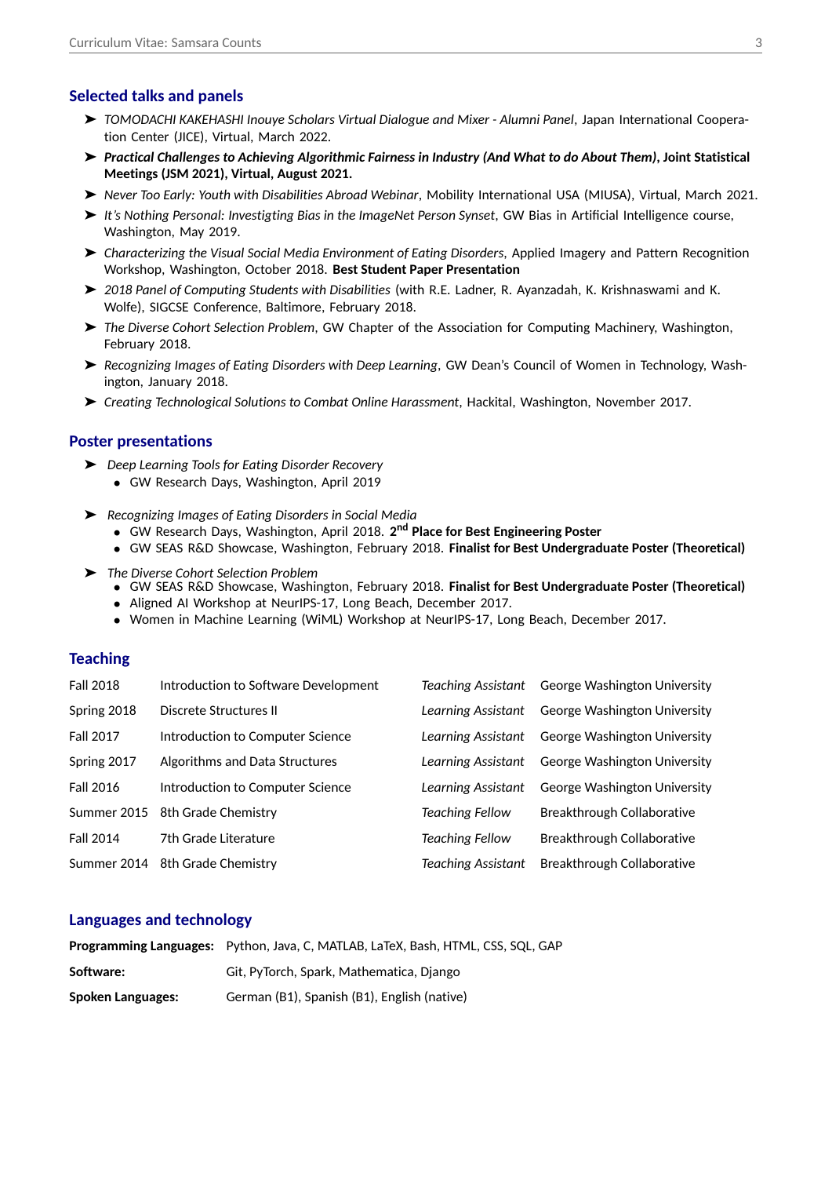## Selected talks and panels

- *TOMODACHI KAKEHASHI Inouye Scholars Virtual Dialogue and Mixer - Alumni Panel*, Japan International Cooperation Center (JICE), Virtual, March 2022.
- ***Practical Challenges to Achieving Algorithmic Fairness in Industry (And What to do About Them)*, Joint Statistical Meetings (JSM 2021), Virtual, August 2021.**
- *Never Too Early: Youth with Disabilities Abroad Webinar*, Mobility International USA (MIUSA), Virtual, March 2021.
- *It's Nothing Personal: Investigting Bias in the ImageNet Person Synset*, GW Bias in Artificial Intelligence course, Washington, May 2019.
- *Characterizing the Visual Social Media Environment of Eating Disorders*, Applied Imagery and Pattern Recognition Workshop, Washington, October 2018. **Best Student Paper Presentation**
- *2018 Panel of Computing Students with Disabilities* (with R.E. Ladner, R. Ayanzadah, K. Krishnaswami and K. Wolfe), SIGCSE Conference, Baltimore, February 2018.
- *The Diverse Cohort Selection Problem*, GW Chapter of the Association for Computing Machinery, Washington, February 2018.
- *Recognizing Images of Eating Disorders with Deep Learning*, GW Dean's Council of Women in Technology, Washington, January 2018.
- *Creating Technological Solutions to Combat Online Harassment*, Hackital, Washington, November 2017.

## Poster presentations

- *Deep Learning Tools for Eating Disorder Recovery*
  - GW Research Days, Washington, April 2019
- *Recognizing Images of Eating Disorders in Social Media*
  - GW Research Days, Washington, April 2018. **2nd Place for Best Engineering Poster**
  - GW SEAS R&D Showcase, Washington, February 2018. **Finalist for Best Undergraduate Poster (Theoretical)**
- *The Diverse Cohort Selection Problem*
  - GW SEAS R&D Showcase, Washington, February 2018. **Finalist for Best Undergraduate Poster (Theoretical)**
  - Aligned AI Workshop at NeurIPS-17, Long Beach, December 2017.
  - Women in Machine Learning (WiML) Workshop at NeurIPS-17, Long Beach, December 2017.

## Teaching

| | | | |
|---|---|---|---|
| Fall 2018 | Introduction to Software Development | *Teaching Assistant* | George Washington University |
| Spring 2018 | Discrete Structures II | *Learning Assistant* | George Washington University |
| Fall 2017 | Introduction to Computer Science | *Learning Assistant* | George Washington University |
| Spring 2017 | Algorithms and Data Structures | *Learning Assistant* | George Washington University |
| Fall 2016 | Introduction to Computer Science | *Learning Assistant* | George Washington University |
| Summer 2015 | 8th Grade Chemistry | *Teaching Fellow* | Breakthrough Collaborative |
| Fall 2014 | 7th Grade Literature | *Teaching Fellow* | Breakthrough Collaborative |
| Summer 2014 | 8th Grade Chemistry | *Teaching Assistant* | Breakthrough Collaborative |

## Languages and technology

| | |
|---|---|
| **Programming Languages:** | Python, Java, C, MATLAB, LaTeX, Bash, HTML, CSS, SQL, GAP |
| **Software:** | Git, PyTorch, Spark, Mathematica, Django |
| **Spoken Languages:** | German (B1), Spanish (B1), English (native) |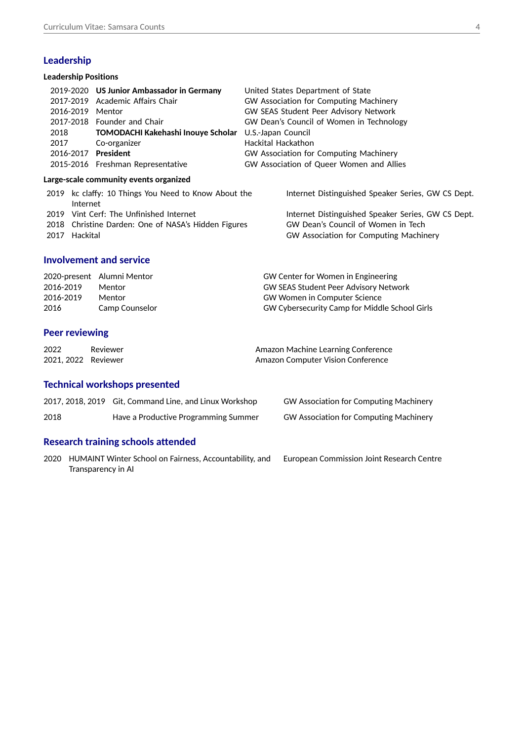## Leadership

### Leadership Positions

| | | |
|---|---|---|
| 2019-2020 | **US Junior Ambassador in Germany** | United States Department of State |
| 2017-2019 | Academic Affairs Chair | GW Association for Computing Machinery |
| 2016-2019 | Mentor | GW SEAS Student Peer Advisory Network |
| 2017-2018 | Founder and Chair | GW Dean's Council of Women in Technology |
| 2018 | **TOMODACHI Kakehashi Inouye Scholar** | U.S.-Japan Council |
| 2017 | Co-organizer | Hackital Hackathon |
| 2016-2017 | **President** | GW Association for Computing Machinery |
| 2015-2016 | Freshman Representative | GW Association of Queer Women and Allies |

### Large-scale community events organized

| | | |
|---|---|---|
| 2019 | kc claffy: 10 Things You Need to Know About the Internet | Internet Distinguished Speaker Series, GW CS Dept. |
| 2019 | Vint Cerf: The Unfinished Internet | Internet Distinguished Speaker Series, GW CS Dept. |
| 2018 | Christine Darden: One of NASA's Hidden Figures | GW Dean's Council of Women in Tech |
| 2017 | Hackital | GW Association for Computing Machinery |

## Involvement and service

| | | |
|---|---|---|
| 2020-present | Alumni Mentor | GW Center for Women in Engineering |
| 2016-2019 | Mentor | GW SEAS Student Peer Advisory Network |
| 2016-2019 | Mentor | GW Women in Computer Science |
| 2016 | Camp Counselor | GW Cybersecurity Camp for Middle School Girls |

## Peer reviewing

| | | |
|---|---|---|
| 2022 | Reviewer | Amazon Machine Learning Conference |
| 2021, 2022 | Reviewer | Amazon Computer Vision Conference |

## Technical workshops presented

| | | |
|---|---|---|
| 2017, 2018, 2019 | Git, Command Line, and Linux Workshop | GW Association for Computing Machinery |
| 2018 | Have a Productive Programming Summer | GW Association for Computing Machinery |

## Research training schools attended

| | | |
|---|---|---|
| 2020 | HUMAINT Winter School on Fairness, Accountability, and Transparency in AI | European Commission Joint Research Centre |